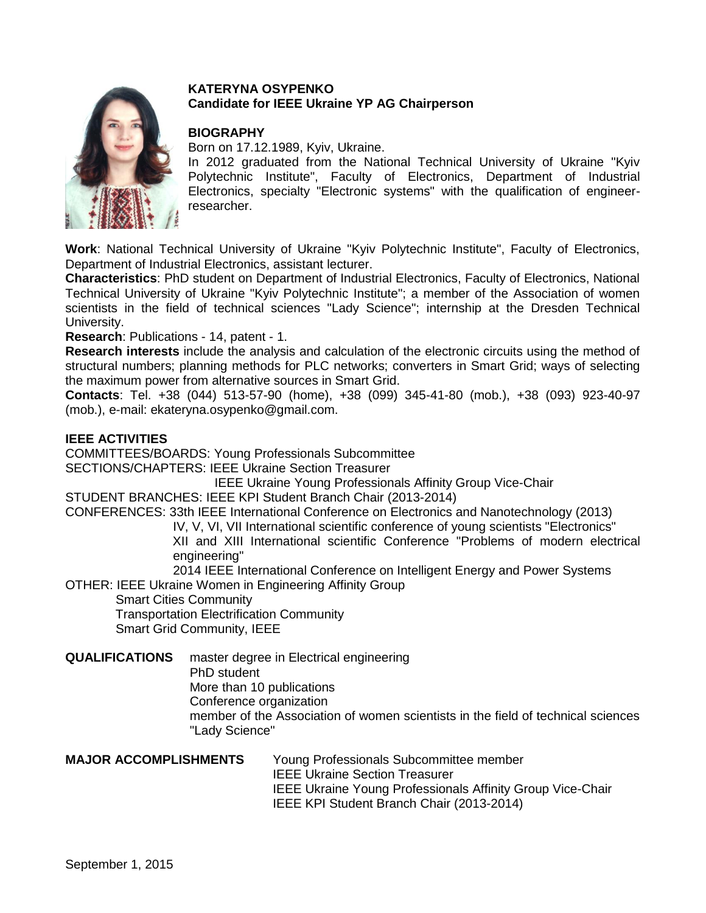**KATERYNA OSYPENKO**
**Candidate for IEEE Ukraine YP AG Chairperson**

## BIOGRAPHY

Born on 17.12.1989, Kyiv, Ukraine.
In 2012 graduated from the National Technical University of Ukraine "Kyiv Polytechnic Institute", Faculty of Electronics, Department of Industrial Electronics, specialty "Electronic systems" with the qualification of engineer-researcher.

**Work**: National Technical University of Ukraine "Kyiv Polytechnic Institute", Faculty of Electronics, Department of Industrial Electronics, assistant lecturer.
**Characteristics**: PhD student on Department of Industrial Electronics, Faculty of Electronics, National Technical University of Ukraine "Kyiv Polytechnic Institute"; a member of the Association of women scientists in the field of technical sciences "Lady Science"; internship at the Dresden Technical University.
**Research**: Publications - 14, patent - 1.
**Research interests** include the analysis and calculation of the electronic circuits using the method of structural numbers; planning methods for PLC networks; converters in Smart Grid; ways of selecting the maximum power from alternative sources in Smart Grid.
**Contacts**: Tel. +38 (044) 513-57-90 (home), +38 (099) 345-41-80 (mob.), +38 (093) 923-40-97 (mob.), e-mail: ekateryna.osypenko@gmail.com.

## IEEE ACTIVITIES

COMMITTEES/BOARDS: Young Professionals Subcommittee
SECTIONS/CHAPTERS: IEEE Ukraine Section Treasurer
IEEE Ukraine Young Professionals Affinity Group Vice-Chair
STUDENT BRANCHES: IEEE KPI Student Branch Chair (2013-2014)
CONFERENCES: 33th IEEE International Conference on Electronics and Nanotechnology (2013)
IV, V, VI, VII International scientific conference of young scientists "Electronics"
XII and XIII International scientific Conference "Problems of modern electrical engineering"
2014 IEEE International Conference on Intelligent Energy and Power Systems
OTHER: IEEE Ukraine Women in Engineering Affinity Group
Smart Cities Community
Transportation Electrification Community
Smart Grid Community, IEEE

**QUALIFICATIONS**
master degree in Electrical engineering
PhD student
More than 10 publications
Conference organization
member of the Association of women scientists in the field of technical sciences "Lady Science"

**MAJOR ACCOMPLISHMENTS**
Young Professionals Subcommittee member
IEEE Ukraine Section Treasurer
IEEE Ukraine Young Professionals Affinity Group Vice-Chair
IEEE KPI Student Branch Chair (2013-2014)

September 1, 2015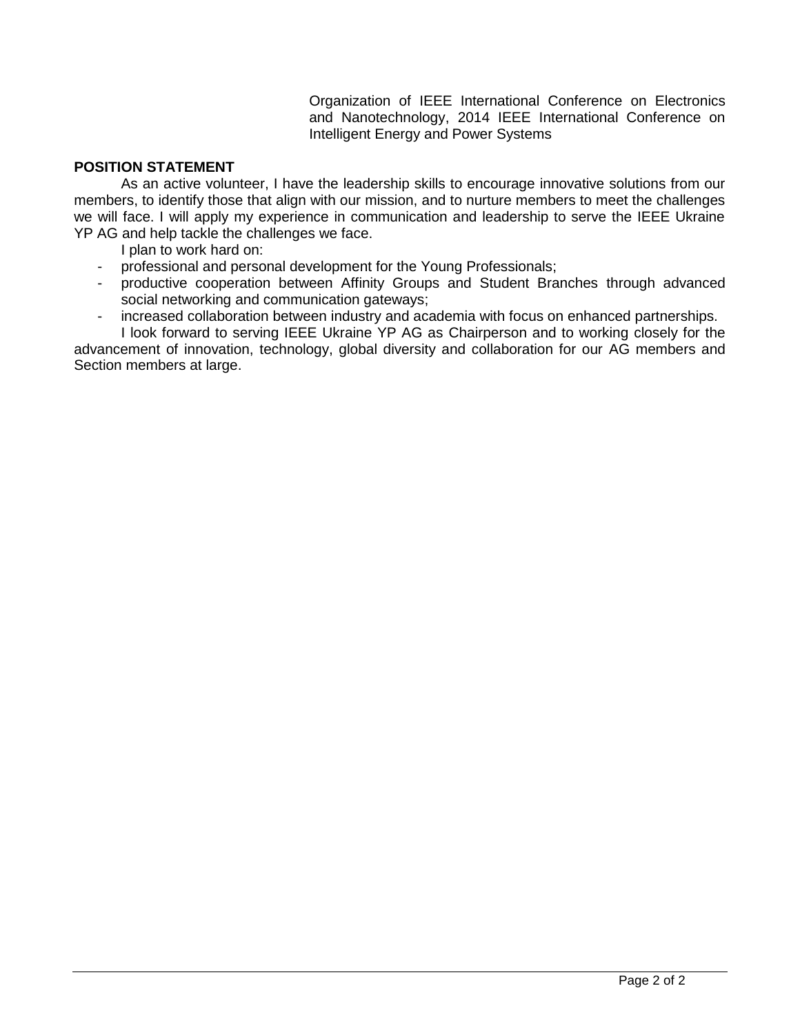Organization of IEEE International Conference on Electronics and Nanotechnology, 2014 IEEE International Conference on Intelligent Energy and Power Systems

**POSITION STATEMENT**

As an active volunteer, I have the leadership skills to encourage innovative solutions from our members, to identify those that align with our mission, and to nurture members to meet the challenges we will face. I will apply my experience in communication and leadership to serve the IEEE Ukraine YP AG and help tackle the challenges we face.

I plan to work hard on:

- professional and personal development for the Young Professionals;
- productive cooperation between Affinity Groups and Student Branches through advanced social networking and communication gateways;
- increased collaboration between industry and academia with focus on enhanced partnerships.

I look forward to serving IEEE Ukraine YP AG as Chairperson and to working closely for the advancement of innovation, technology, global diversity and collaboration for our AG members and Section members at large.